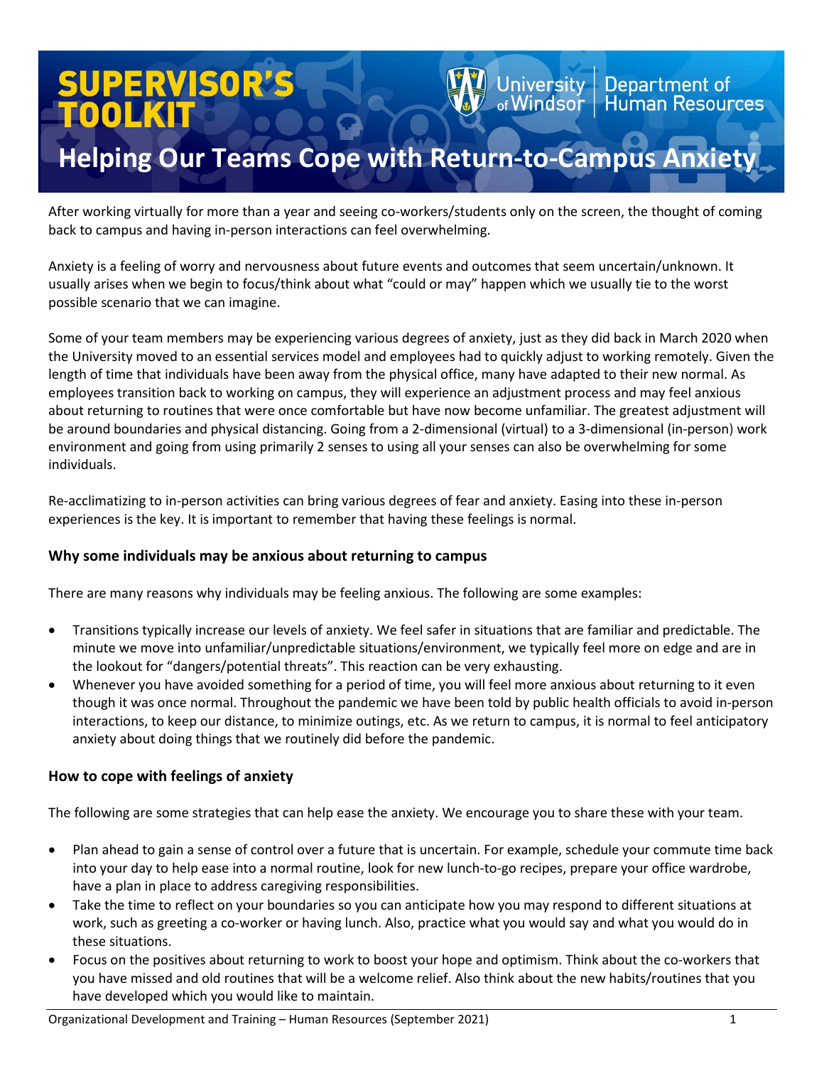# SUPERVISOR'S TOOLKIT

University of Windsor | Department of Human Resources

## Helping Our Teams Cope with Return-to-Campus Anxiety

After working virtually for more than a year and seeing co-workers/students only on the screen, the thought of coming back to campus and having in-person interactions can feel overwhelming.

Anxiety is a feeling of worry and nervousness about future events and outcomes that seem uncertain/unknown. It usually arises when we begin to focus/think about what "could or may" happen which we usually tie to the worst possible scenario that we can imagine.

Some of your team members may be experiencing various degrees of anxiety, just as they did back in March 2020 when the University moved to an essential services model and employees had to quickly adjust to working remotely. Given the length of time that individuals have been away from the physical office, many have adapted to their new normal. As employees transition back to working on campus, they will experience an adjustment process and may feel anxious about returning to routines that were once comfortable but have now become unfamiliar. The greatest adjustment will be around boundaries and physical distancing. Going from a 2-dimensional (virtual) to a 3-dimensional (in-person) work environment and going from using primarily 2 senses to using all your senses can also be overwhelming for some individuals.

Re-acclimatizing to in-person activities can bring various degrees of fear and anxiety. Easing into these in-person experiences is the key. It is important to remember that having these feelings is normal.

### Why some individuals may be anxious about returning to campus

There are many reasons why individuals may be feeling anxious. The following are some examples:

- Transitions typically increase our levels of anxiety. We feel safer in situations that are familiar and predictable. The minute we move into unfamiliar/unpredictable situations/environment, we typically feel more on edge and are in the lookout for "dangers/potential threats". This reaction can be very exhausting.
- Whenever you have avoided something for a period of time, you will feel more anxious about returning to it even though it was once normal. Throughout the pandemic we have been told by public health officials to avoid in-person interactions, to keep our distance, to minimize outings, etc. As we return to campus, it is normal to feel anticipatory anxiety about doing things that we routinely did before the pandemic.

### How to cope with feelings of anxiety

The following are some strategies that can help ease the anxiety. We encourage you to share these with your team.

- Plan ahead to gain a sense of control over a future that is uncertain. For example, schedule your commute time back into your day to help ease into a normal routine, look for new lunch-to-go recipes, prepare your office wardrobe, have a plan in place to address caregiving responsibilities.
- Take the time to reflect on your boundaries so you can anticipate how you may respond to different situations at work, such as greeting a co-worker or having lunch. Also, practice what you would say and what you would do in these situations.
- Focus on the positives about returning to work to boost your hope and optimism. Think about the co-workers that you have missed and old routines that will be a welcome relief. Also think about the new habits/routines that you have developed which you would like to maintain.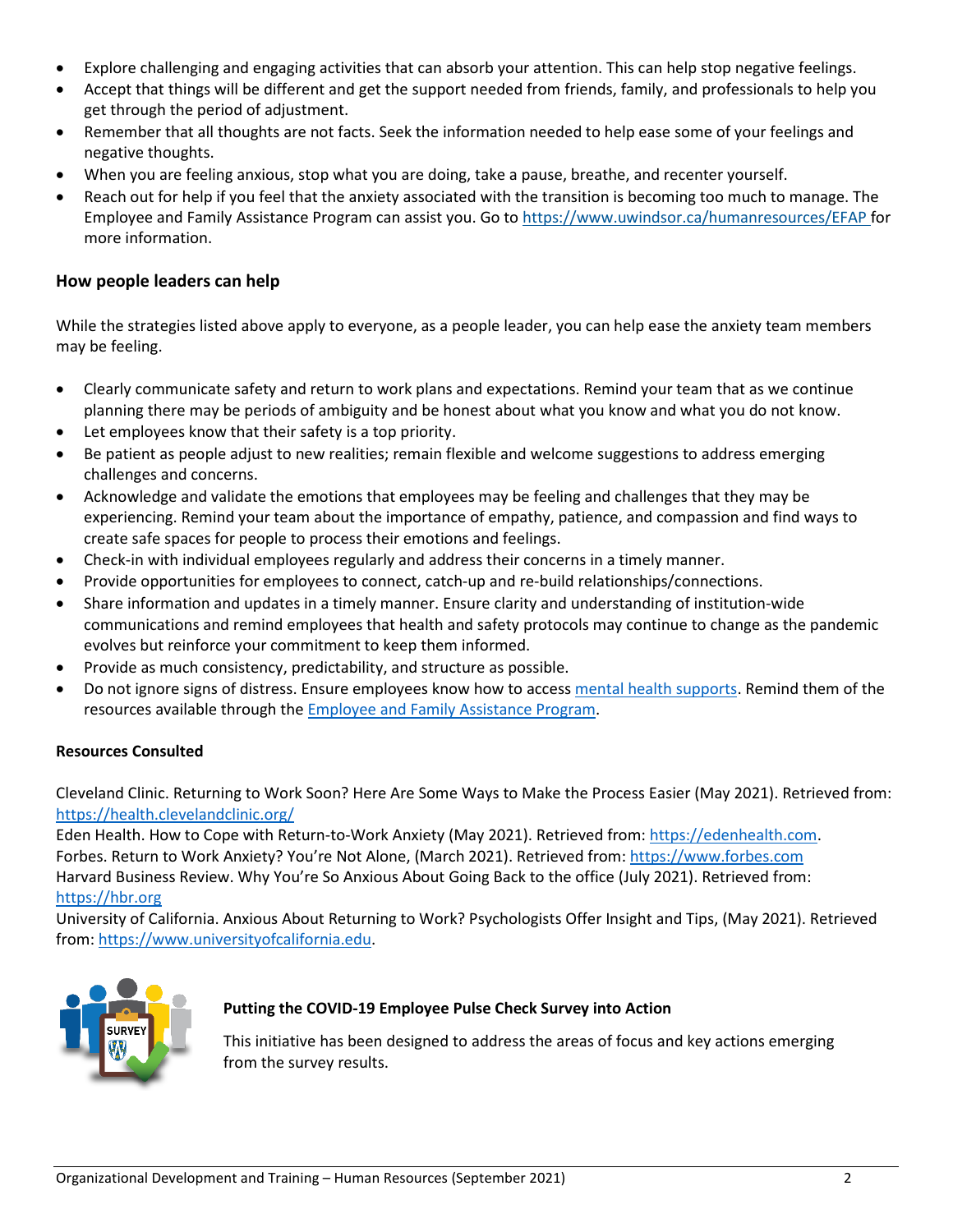- Explore challenging and engaging activities that can absorb your attention. This can help stop negative feelings.
- Accept that things will be different and get the support needed from friends, family, and professionals to help you get through the period of adjustment.
- Remember that all thoughts are not facts. Seek the information needed to help ease some of your feelings and negative thoughts.
- When you are feeling anxious, stop what you are doing, take a pause, breathe, and recenter yourself.
- Reach out for help if you feel that the anxiety associated with the transition is becoming too much to manage. The Employee and Family Assistance Program can assist you. Go to https://www.uwindsor.ca/humanresources/EFAP for more information.

## How people leaders can help

While the strategies listed above apply to everyone, as a people leader, you can help ease the anxiety team members may be feeling.

- Clearly communicate safety and return to work plans and expectations. Remind your team that as we continue planning there may be periods of ambiguity and be honest about what you know and what you do not know.
- Let employees know that their safety is a top priority.
- Be patient as people adjust to new realities; remain flexible and welcome suggestions to address emerging challenges and concerns.
- Acknowledge and validate the emotions that employees may be feeling and challenges that they may be experiencing. Remind your team about the importance of empathy, patience, and compassion and find ways to create safe spaces for people to process their emotions and feelings.
- Check-in with individual employees regularly and address their concerns in a timely manner.
- Provide opportunities for employees to connect, catch-up and re-build relationships/connections.
- Share information and updates in a timely manner. Ensure clarity and understanding of institution-wide communications and remind employees that health and safety protocols may continue to change as the pandemic evolves but reinforce your commitment to keep them informed.
- Provide as much consistency, predictability, and structure as possible.
- Do not ignore signs of distress. Ensure employees know how to access mental health supports. Remind them of the resources available through the Employee and Family Assistance Program.

**Resources Consulted**

Cleveland Clinic. Returning to Work Soon? Here Are Some Ways to Make the Process Easier (May 2021). Retrieved from: https://health.clevelandclinic.org/
Eden Health. How to Cope with Return-to-Work Anxiety (May 2021). Retrieved from: https://edenhealth.com.
Forbes. Return to Work Anxiety? You're Not Alone, (March 2021). Retrieved from: https://www.forbes.com
Harvard Business Review. Why You're So Anxious About Going Back to the office (July 2021). Retrieved from: https://hbr.org
University of California. Anxious About Returning to Work? Psychologists Offer Insight and Tips, (May 2021). Retrieved from: https://www.universityofcalifornia.edu.

**Putting the COVID-19 Employee Pulse Check Survey into Action**

This initiative has been designed to address the areas of focus and key actions emerging from the survey results.